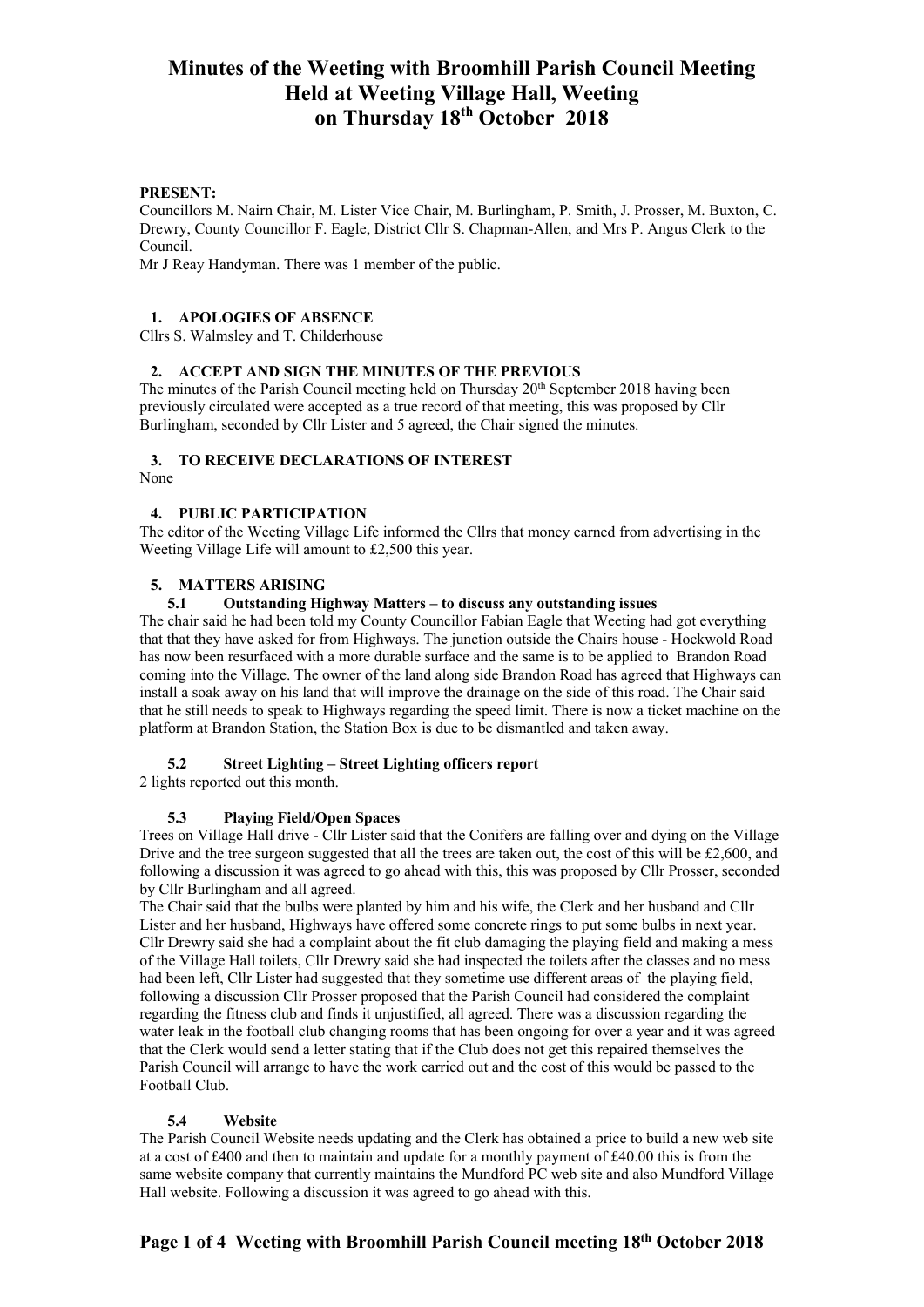# Minutes of the Weeting with Broomhill Parish Council Meeting
# Held at Weeting Village Hall, Weeting
# on Thursday 18th October 2018

**PRESENT:**
Councillors M. Nairn Chair, M. Lister Vice Chair, M. Burlingham, P. Smith, J. Prosser, M. Buxton, C. Drewry, County Councillor F. Eagle, District Cllr S. Chapman-Allen, and Mrs P. Angus Clerk to the Council.
Mr J Reay Handyman. There was 1 member of the public.

**1. APOLOGIES OF ABSENCE**

Cllrs S. Walmsley and T. Childerhouse

**2. ACCEPT AND SIGN THE MINUTES OF THE PREVIOUS**

The minutes of the Parish Council meeting held on Thursday 20th September 2018 having been previously circulated were accepted as a true record of that meeting, this was proposed by Cllr Burlingham, seconded by Cllr Lister and 5 agreed, the Chair signed the minutes.

**3. TO RECEIVE DECLARATIONS OF INTEREST**

None

**4. PUBLIC PARTICIPATION**

The editor of the Weeting Village Life informed the Cllrs that money earned from advertising in the Weeting Village Life will amount to £2,500 this year.

**5. MATTERS ARISING**

**5.1 Outstanding Highway Matters – to discuss any outstanding issues**

The chair said he had been told my County Councillor Fabian Eagle that Weeting had got everything that that they have asked for from Highways. The junction outside the Chairs house - Hockwold Road has now been resurfaced with a more durable surface and the same is to be applied to Brandon Road coming into the Village. The owner of the land along side Brandon Road has agreed that Highways can install a soak away on his land that will improve the drainage on the side of this road. The Chair said that he still needs to speak to Highways regarding the speed limit. There is now a ticket machine on the platform at Brandon Station, the Station Box is due to be dismantled and taken away.

**5.2 Street Lighting – Street Lighting officers report**

2 lights reported out this month.

**5.3 Playing Field/Open Spaces**

Trees on Village Hall drive - Cllr Lister said that the Conifers are falling over and dying on the Village Drive and the tree surgeon suggested that all the trees are taken out, the cost of this will be £2,600, and following a discussion it was agreed to go ahead with this, this was proposed by Cllr Prosser, seconded by Cllr Burlingham and all agreed.
The Chair said that the bulbs were planted by him and his wife, the Clerk and her husband and Cllr Lister and her husband, Highways have offered some concrete rings to put some bulbs in next year. Cllr Drewry said she had a complaint about the fit club damaging the playing field and making a mess of the Village Hall toilets, Cllr Drewry said she had inspected the toilets after the classes and no mess had been left, Cllr Lister had suggested that they sometime use different areas of the playing field, following a discussion Cllr Prosser proposed that the Parish Council had considered the complaint regarding the fitness club and finds it unjustified, all agreed. There was a discussion regarding the water leak in the football club changing rooms that has been ongoing for over a year and it was agreed that the Clerk would send a letter stating that if the Club does not get this repaired themselves the Parish Council will arrange to have the work carried out and the cost of this would be passed to the Football Club.

**5.4 Website**

The Parish Council Website needs updating and the Clerk has obtained a price to build a new web site at a cost of £400 and then to maintain and update for a monthly payment of £40.00 this is from the same website company that currently maintains the Mundford PC web site and also Mundford Village Hall website. Following a discussion it was agreed to go ahead with this.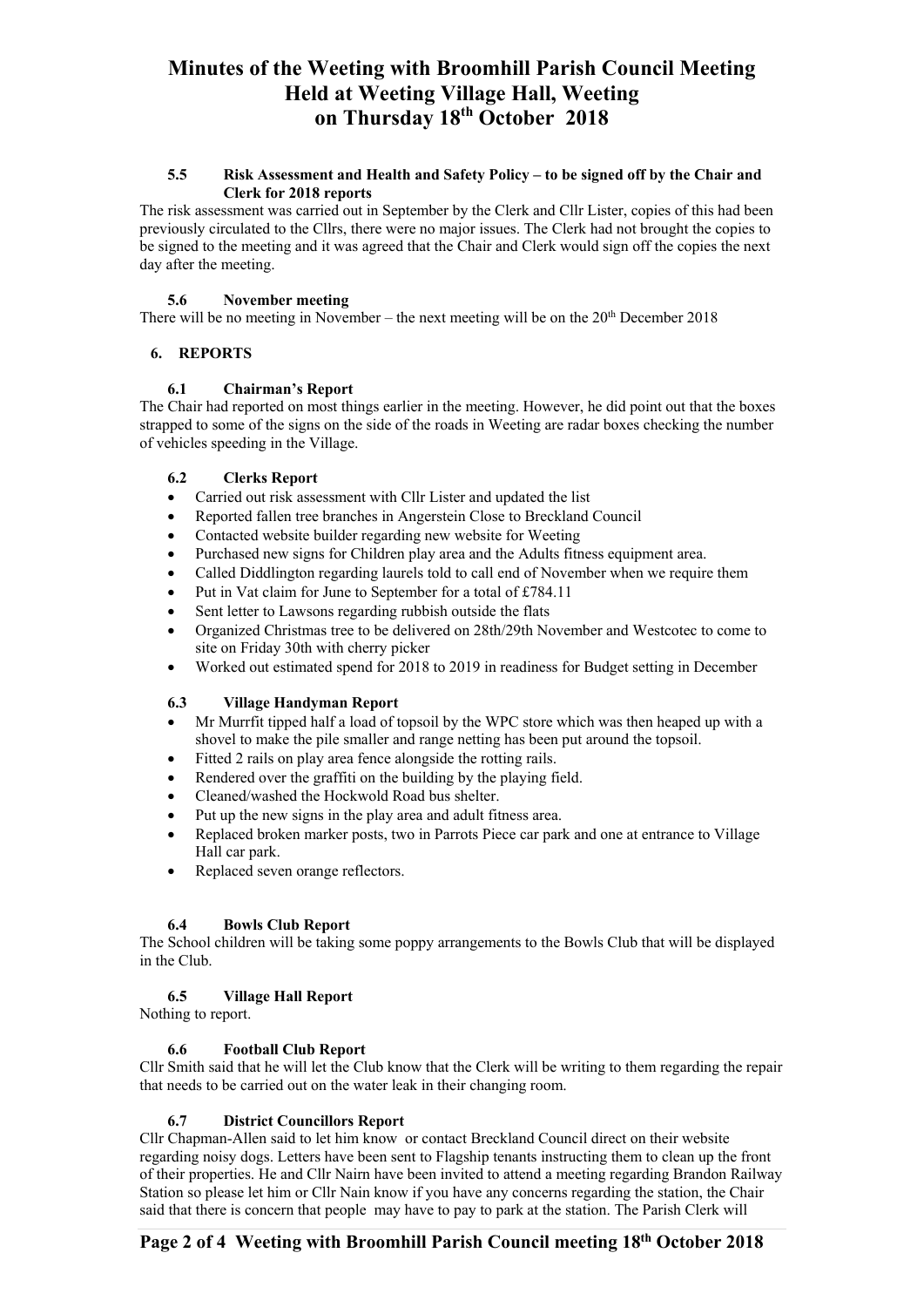# Minutes of the Weeting with Broomhill Parish Council Meeting
# Held at Weeting Village Hall, Weeting
# on Thursday 18th October 2018

### 5.5 Risk Assessment and Health and Safety Policy – to be signed off by the Chair and Clerk for 2018 reports

The risk assessment was carried out in September by the Clerk and Cllr Lister, copies of this had been previously circulated to the Cllrs, there were no major issues. The Clerk had not brought the copies to be signed to the meeting and it was agreed that the Chair and Clerk would sign off the copies the next day after the meeting.

### 5.6 November meeting

There will be no meeting in November – the next meeting will be on the 20th December 2018

## 6. REPORTS

### 6.1 Chairman's Report

The Chair had reported on most things earlier in the meeting. However, he did point out that the boxes strapped to some of the signs on the side of the roads in Weeting are radar boxes checking the number of vehicles speeding in the Village.

### 6.2 Clerks Report

- Carried out risk assessment with Cllr Lister and updated the list
- Reported fallen tree branches in Angerstein Close to Breckland Council
- Contacted website builder regarding new website for Weeting
- Purchased new signs for Children play area and the Adults fitness equipment area.
- Called Diddlington regarding laurels told to call end of November when we require them
- Put in Vat claim for June to September for a total of £784.11
- Sent letter to Lawsons regarding rubbish outside the flats
- Organized Christmas tree to be delivered on 28th/29th November and Westcotec to come to site on Friday 30th with cherry picker
- Worked out estimated spend for 2018 to 2019 in readiness for Budget setting in December

### 6.3 Village Handyman Report

- Mr Murrfit tipped half a load of topsoil by the WPC store which was then heaped up with a shovel to make the pile smaller and range netting has been put around the topsoil.
- Fitted 2 rails on play area fence alongside the rotting rails.
- Rendered over the graffiti on the building by the playing field.
- Cleaned/washed the Hockwold Road bus shelter.
- Put up the new signs in the play area and adult fitness area.
- Replaced broken marker posts, two in Parrots Piece car park and one at entrance to Village Hall car park.
- Replaced seven orange reflectors.

### 6.4 Bowls Club Report

The School children will be taking some poppy arrangements to the Bowls Club that will be displayed in the Club.

### 6.5 Village Hall Report

Nothing to report.

### 6.6 Football Club Report

Cllr Smith said that he will let the Club know that the Clerk will be writing to them regarding the repair that needs to be carried out on the water leak in their changing room.

### 6.7 District Councillors Report

Cllr Chapman-Allen said to let him know or contact Breckland Council direct on their website regarding noisy dogs. Letters have been sent to Flagship tenants instructing them to clean up the front of their properties. He and Cllr Nairn have been invited to attend a meeting regarding Brandon Railway Station so please let him or Cllr Nain know if you have any concerns regarding the station, the Chair said that there is concern that people may have to pay to park at the station. The Parish Clerk will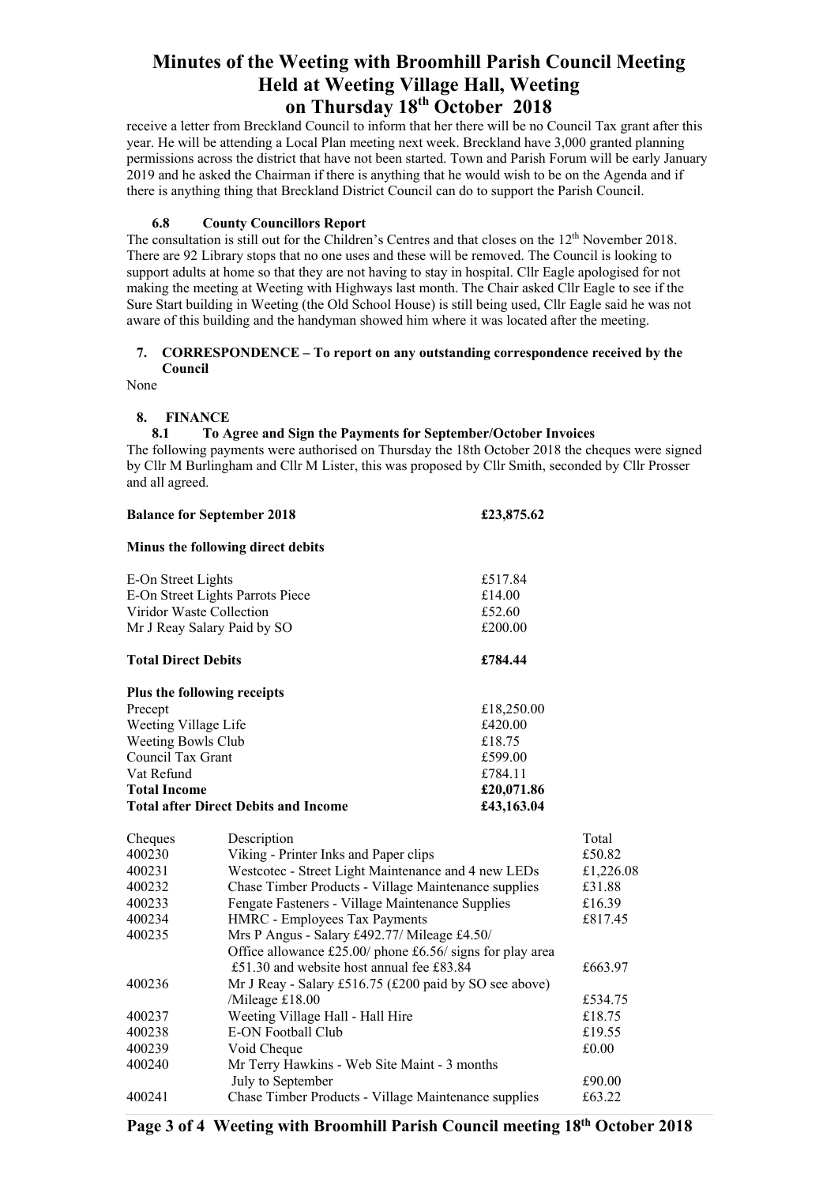receive a letter from Breckland Council to inform that her there will be no Council Tax grant after this year. He will be attending a Local Plan meeting next week. Breckland have 3,000 granted planning permissions across the district that have not been started. Town and Parish Forum will be early January 2019 and he asked the Chairman if there is anything that he would wish to be on the Agenda and if there is anything thing that Breckland District Council can do to support the Parish Council.

### 6.8 County Councillors Report

The consultation is still out for the Children's Centres and that closes on the 12th November 2018. There are 92 Library stops that no one uses and these will be removed. The Council is looking to support adults at home so that they are not having to stay in hospital. Cllr Eagle apologised for not making the meeting at Weeting with Highways last month. The Chair asked Cllr Eagle to see if the Sure Start building in Weeting (the Old School House) is still being used, Cllr Eagle said he was not aware of this building and the handyman showed him where it was located after the meeting.

## 7. CORRESPONDENCE – To report on any outstanding correspondence received by the Council

None

## 8. FINANCE

### 8.1 To Agree and Sign the Payments for September/October Invoices

The following payments were authorised on Thursday the 18th October 2018 the cheques were signed by Cllr M Burlingham and Cllr M Lister, this was proposed by Cllr Smith, seconded by Cllr Prosser and all agreed.

| | |
|---|---|
| **Balance for September 2018** | **£23,875.62** |
| **Minus the following direct debits** | |
| E-On Street Lights | £517.84 |
| E-On Street Lights Parrots Piece | £14.00 |
| Viridor Waste Collection | £52.60 |
| Mr J Reay Salary Paid by SO | £200.00 |
| **Total Direct Debits** | **£784.44** |
| **Plus the following receipts** | |
| Precept | £18,250.00 |
| Weeting Village Life | £420.00 |
| Weeting Bowls Club | £18.75 |
| Council Tax Grant | £599.00 |
| Vat Refund | £784.11 |
| **Total Income** | **£20,071.86** |
| **Total after Direct Debits and Income** | **£43,163.04** |

| Cheques | Description | Total |
|---|---|---|
| 400230 | Viking - Printer Inks and Paper clips | £50.82 |
| 400231 | Westcotec - Street Light Maintenance and 4 new LEDs | £1,226.08 |
| 400232 | Chase Timber Products - Village Maintenance supplies | £31.88 |
| 400233 | Fengate Fasteners - Village Maintenance Supplies | £16.39 |
| 400234 | HMRC - Employees Tax Payments | £817.45 |
| 400235 | Mrs P Angus - Salary £492.77/ Mileage £4.50/ Office allowance £25.00/ phone £6.56/ signs for play area £51.30 and website host annual fee £83.84 | £663.97 |
| 400236 | Mr J Reay - Salary £516.75 (£200 paid by SO see above) /Mileage £18.00 | £534.75 |
| 400237 | Weeting Village Hall - Hall Hire | £18.75 |
| 400238 | E-ON Football Club | £19.55 |
| 400239 | Void Cheque | £0.00 |
| 400240 | Mr Terry Hawkins - Web Site Maint - 3 months July to September | £90.00 |
| 400241 | Chase Timber Products - Village Maintenance supplies | £63.22 |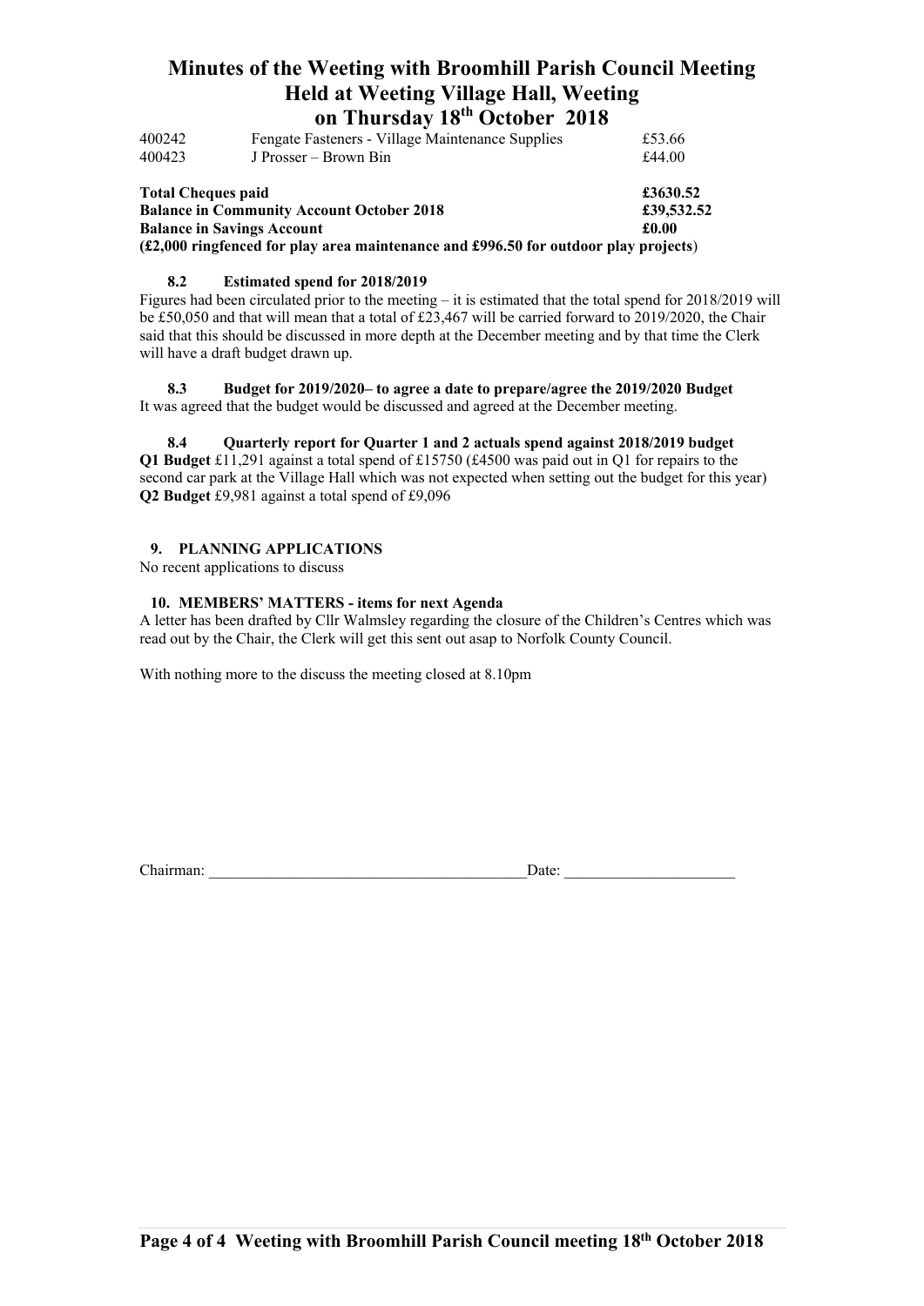| | | |
|---|---|---|
| 400242 | Fengate Fasteners - Village Maintenance Supplies | £53.66 |
| 400423 | J Prosser – Brown Bin | £44.00 |

**Total Cheques paid** **£3630.52**
**Balance in Community Account October 2018** **£39,532.52**
**Balance in Savings Account** **£0.00**
**(£2,000 ringfenced for play area maintenance and £996.50 for outdoor play projects)**

### 8.2 Estimated spend for 2018/2019

Figures had been circulated prior to the meeting – it is estimated that the total spend for 2018/2019 will be £50,050 and that will mean that a total of £23,467 will be carried forward to 2019/2020, the Chair said that this should be discussed in more depth at the December meeting and by that time the Clerk will have a draft budget drawn up.

### 8.3 Budget for 2019/2020– to agree a date to prepare/agree the 2019/2020 Budget

It was agreed that the budget would be discussed and agreed at the December meeting.

### 8.4 Quarterly report for Quarter 1 and 2 actuals spend against 2018/2019 budget

**Q1 Budget** £11,291 against a total spend of £15750 (£4500 was paid out in Q1 for repairs to the second car park at the Village Hall which was not expected when setting out the budget for this year)
**Q2 Budget** £9,981 against a total spend of £9,096

## 9. PLANNING APPLICATIONS

No recent applications to discuss

## 10. MEMBERS' MATTERS - items for next Agenda

A letter has been drafted by Cllr Walmsley regarding the closure of the Children's Centres which was read out by the Chair, the Clerk will get this sent out asap to Norfolk County Council.

With nothing more to the discuss the meeting closed at 8.10pm

Chairman: ________________________________________ Date: _____________________